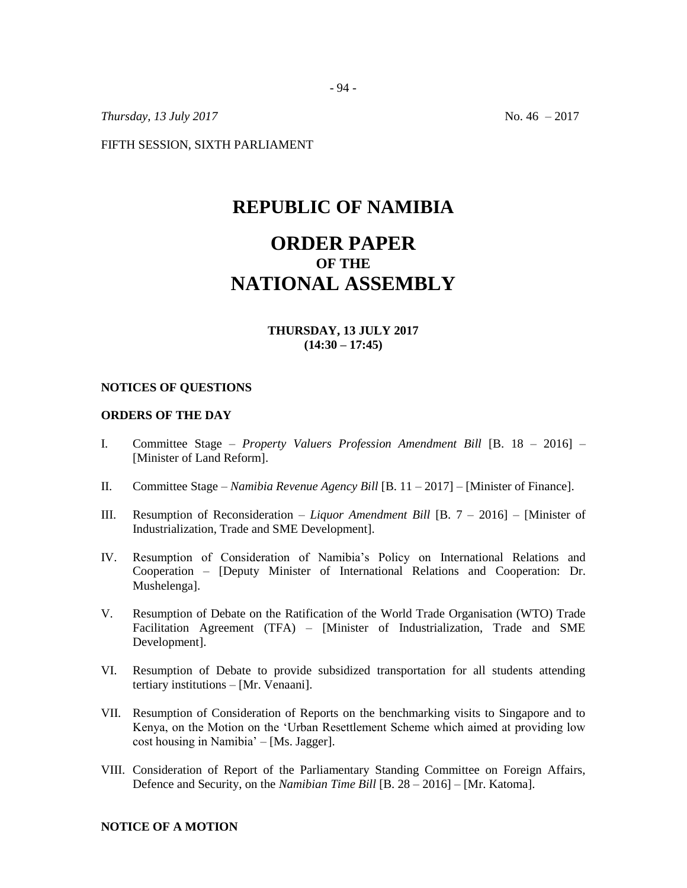*Thursday, 13 July 2017* No. 46 – 2017

FIFTH SESSION, SIXTH PARLIAMENT

# REPUBLIC OF NAMIBIA

# ORDER PAPER
## OF THE
# NATIONAL ASSEMBLY

**THURSDAY, 13 JULY 2017**
**(14:30 – 17:45)**

### NOTICES OF QUESTIONS

### ORDERS OF THE DAY

I. Committee Stage – *Property Valuers Profession Amendment Bill* [B. 18 – 2016] – [Minister of Land Reform].

II. Committee Stage – *Namibia Revenue Agency Bill* [B. 11 – 2017] – [Minister of Finance].

III. Resumption of Reconsideration – *Liquor Amendment Bill* [B. 7 – 2016] – [Minister of Industrialization, Trade and SME Development].

IV. Resumption of Consideration of Namibia's Policy on International Relations and Cooperation – [Deputy Minister of International Relations and Cooperation: Dr. Mushelenga].

V. Resumption of Debate on the Ratification of the World Trade Organisation (WTO) Trade Facilitation Agreement (TFA) – [Minister of Industrialization, Trade and SME Development].

VI. Resumption of Debate to provide subsidized transportation for all students attending tertiary institutions – [Mr. Venaani].

VII. Resumption of Consideration of Reports on the benchmarking visits to Singapore and to Kenya, on the Motion on the 'Urban Resettlement Scheme which aimed at providing low cost housing in Namibia' – [Ms. Jagger].

VIII. Consideration of Report of the Parliamentary Standing Committee on Foreign Affairs, Defence and Security, on the *Namibian Time Bill* [B. 28 – 2016] – [Mr. Katoma].

### NOTICE OF A MOTION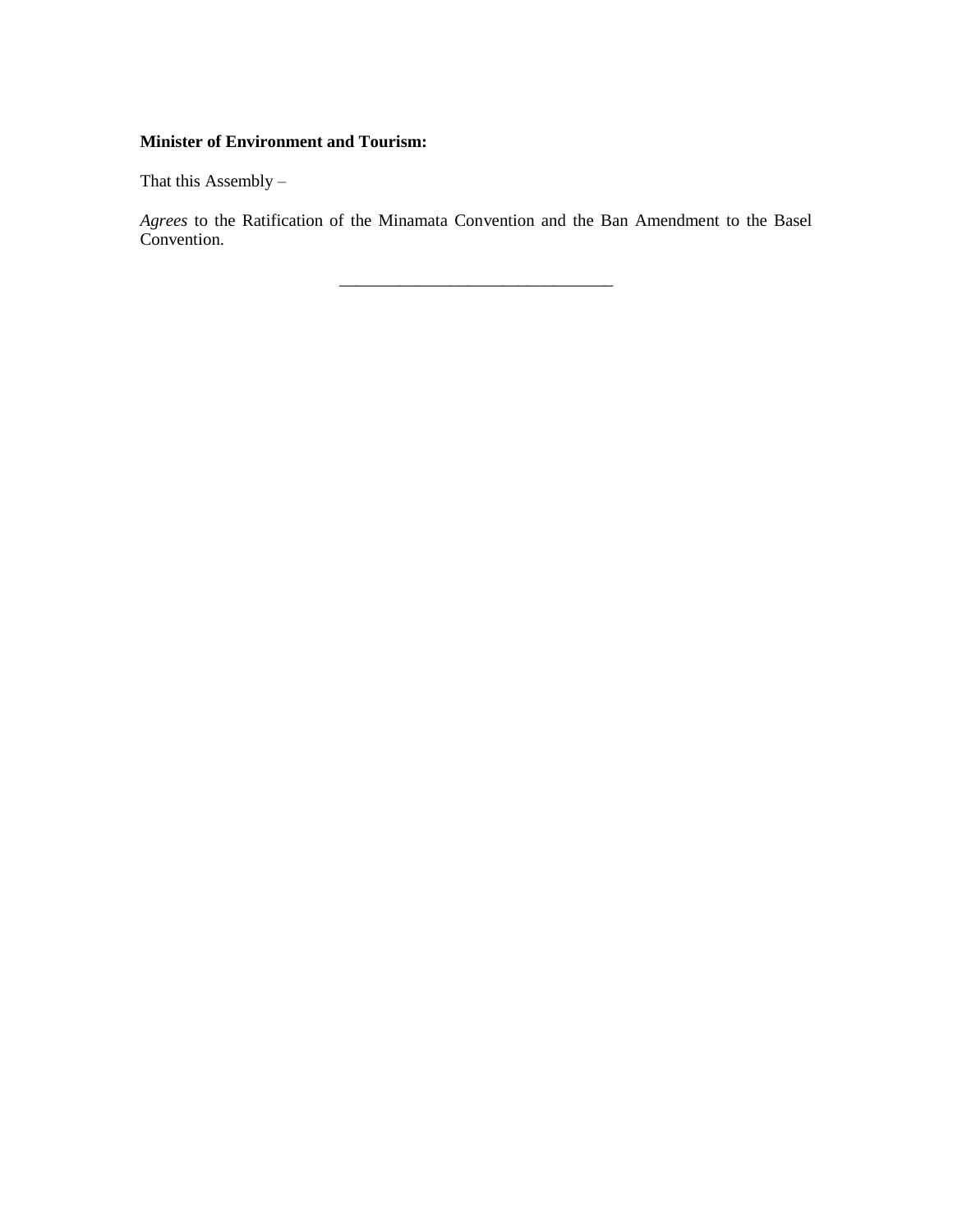**Minister of Environment and Tourism:**

That this Assembly –

*Agrees* to the Ratification of the Minamata Convention and the Ban Amendment to the Basel Convention.

---